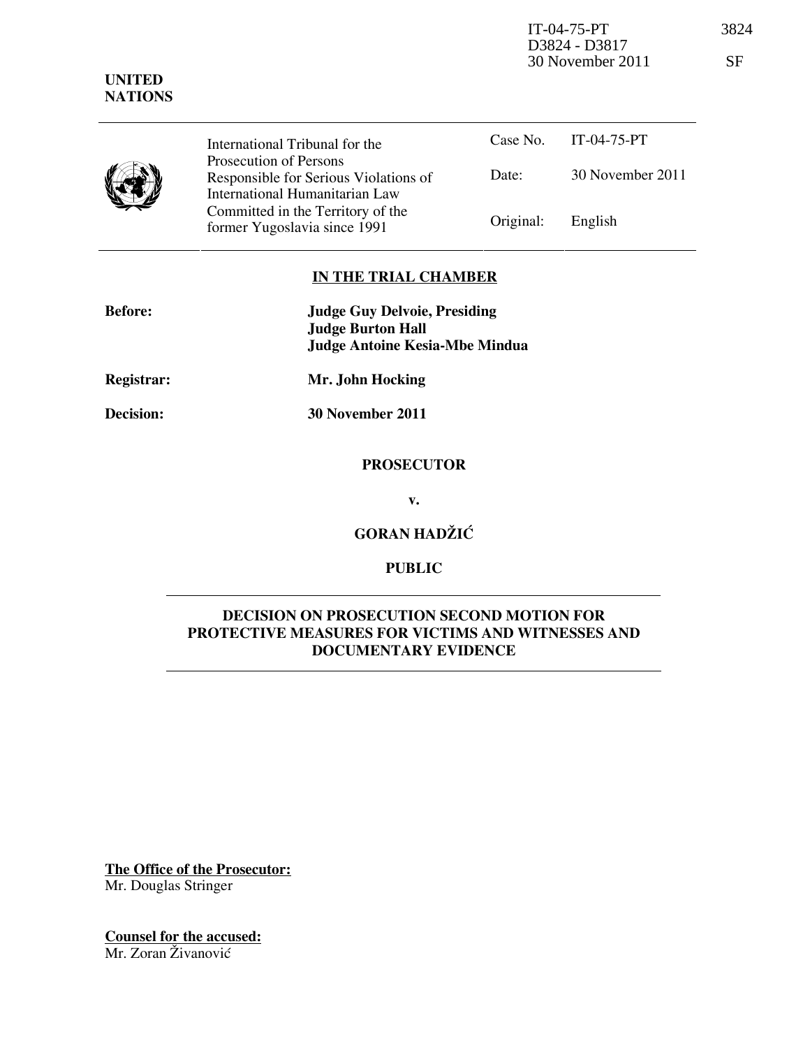IT-04-75-PT
D3824 - D3817
30 November 2011

3824

SF

**UNITED NATIONS**

| International Tribunal for the Prosecution of Persons Responsible for Serious Violations of International Humanitarian Law Committed in the Territory of the former Yugoslavia since 1991 | Case No. | IT-04-75-PT |
| --- | --- | --- |
| | Date: | 30 November 2011 |
| | Original: | English |

**IN THE TRIAL CHAMBER**

**Before:** **Judge Guy Delvoie, Presiding**
**Judge Burton Hall**
**Judge Antoine Kesia-Mbe Mindua**

**Registrar:** **Mr. John Hocking**

**Decision:** **30 November 2011**

**PROSECUTOR**

**v.**

**GORAN HADŽIĆ**

**PUBLIC**

**DECISION ON PROSECUTION SECOND MOTION FOR PROTECTIVE MEASURES FOR VICTIMS AND WITNESSES AND DOCUMENTARY EVIDENCE**

**The Office of the Prosecutor:**
Mr. Douglas Stringer

**Counsel for the accused:**
Mr. Zoran Živanović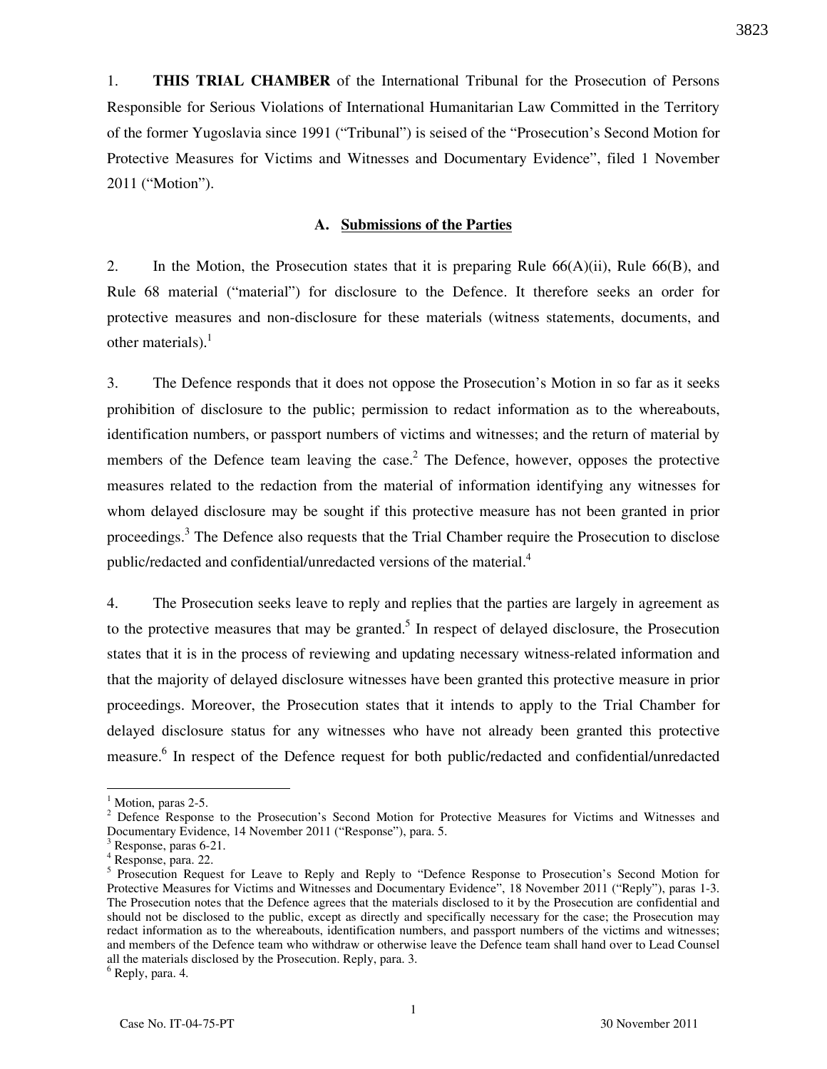1. **THIS TRIAL CHAMBER** of the International Tribunal for the Prosecution of Persons Responsible for Serious Violations of International Humanitarian Law Committed in the Territory of the former Yugoslavia since 1991 ("Tribunal") is seised of the "Prosecution's Second Motion for Protective Measures for Victims and Witnesses and Documentary Evidence", filed 1 November 2011 ("Motion").

## A. Submissions of the Parties

2. In the Motion, the Prosecution states that it is preparing Rule 66(A)(ii), Rule 66(B), and Rule 68 material ("material") for disclosure to the Defence. It therefore seeks an order for protective measures and non-disclosure for these materials (witness statements, documents, and other materials).[1]

3. The Defence responds that it does not oppose the Prosecution's Motion in so far as it seeks prohibition of disclosure to the public; permission to redact information as to the whereabouts, identification numbers, or passport numbers of victims and witnesses; and the return of material by members of the Defence team leaving the case.[2] The Defence, however, opposes the protective measures related to the redaction from the material of information identifying any witnesses for whom delayed disclosure may be sought if this protective measure has not been granted in prior proceedings.[3] The Defence also requests that the Trial Chamber require the Prosecution to disclose public/redacted and confidential/unredacted versions of the material.[4]

4. The Prosecution seeks leave to reply and replies that the parties are largely in agreement as to the protective measures that may be granted.[5] In respect of delayed disclosure, the Prosecution states that it is in the process of reviewing and updating necessary witness-related information and that the majority of delayed disclosure witnesses have been granted this protective measure in prior proceedings. Moreover, the Prosecution states that it intends to apply to the Trial Chamber for delayed disclosure status for any witnesses who have not already been granted this protective measure.[6] In respect of the Defence request for both public/redacted and confidential/unredacted

---

[1] Motion, paras 2-5.

[2] Defence Response to the Prosecution's Second Motion for Protective Measures for Victims and Witnesses and Documentary Evidence, 14 November 2011 ("Response"), para. 5.

[3] Response, paras 6-21.

[4] Response, para. 22.

[5] Prosecution Request for Leave to Reply and Reply to "Defence Response to Prosecution's Second Motion for Protective Measures for Victims and Witnesses and Documentary Evidence", 18 November 2011 ("Reply"), paras 1-3. The Prosecution notes that the Defence agrees that the materials disclosed to it by the Prosecution are confidential and should not be disclosed to the public, except as directly and specifically necessary for the case; the Prosecution may redact information as to the whereabouts, identification numbers, and passport numbers of the victims and witnesses; and members of the Defence team who withdraw or otherwise leave the Defence team shall hand over to Lead Counsel all the materials disclosed by the Prosecution. Reply, para. 3.

[6] Reply, para. 4.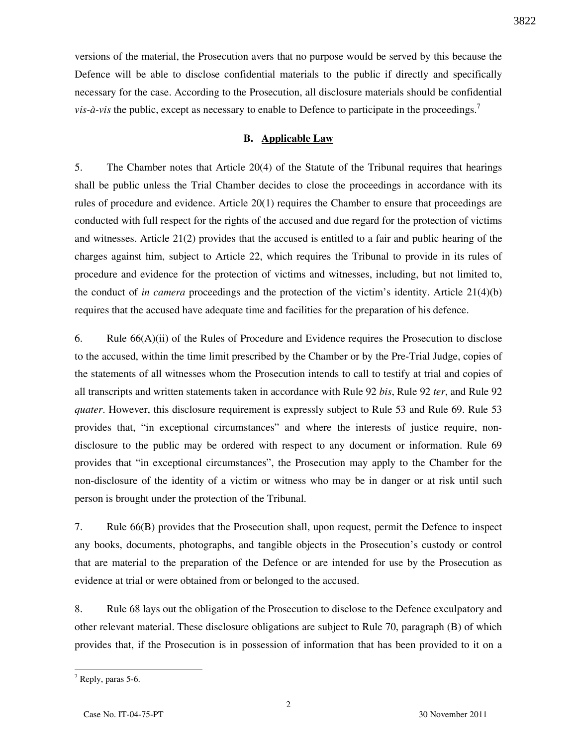versions of the material, the Prosecution avers that no purpose would be served by this because the Defence will be able to disclose confidential materials to the public if directly and specifically necessary for the case. According to the Prosecution, all disclosure materials should be confidential *vis-à-vis* the public, except as necessary to enable to Defence to participate in the proceedings.[7]

## B. Applicable Law

5. The Chamber notes that Article 20(4) of the Statute of the Tribunal requires that hearings shall be public unless the Trial Chamber decides to close the proceedings in accordance with its rules of procedure and evidence. Article 20(1) requires the Chamber to ensure that proceedings are conducted with full respect for the rights of the accused and due regard for the protection of victims and witnesses. Article 21(2) provides that the accused is entitled to a fair and public hearing of the charges against him, subject to Article 22, which requires the Tribunal to provide in its rules of procedure and evidence for the protection of victims and witnesses, including, but not limited to, the conduct of *in camera* proceedings and the protection of the victim's identity. Article 21(4)(b) requires that the accused have adequate time and facilities for the preparation of his defence.

6. Rule 66(A)(ii) of the Rules of Procedure and Evidence requires the Prosecution to disclose to the accused, within the time limit prescribed by the Chamber or by the Pre-Trial Judge, copies of the statements of all witnesses whom the Prosecution intends to call to testify at trial and copies of all transcripts and written statements taken in accordance with Rule 92 *bis*, Rule 92 *ter*, and Rule 92 *quater*. However, this disclosure requirement is expressly subject to Rule 53 and Rule 69. Rule 53 provides that, "in exceptional circumstances" and where the interests of justice require, non-disclosure to the public may be ordered with respect to any document or information. Rule 69 provides that "in exceptional circumstances", the Prosecution may apply to the Chamber for the non-disclosure of the identity of a victim or witness who may be in danger or at risk until such person is brought under the protection of the Tribunal.

7. Rule 66(B) provides that the Prosecution shall, upon request, permit the Defence to inspect any books, documents, photographs, and tangible objects in the Prosecution's custody or control that are material to the preparation of the Defence or are intended for use by the Prosecution as evidence at trial or were obtained from or belonged to the accused.

8. Rule 68 lays out the obligation of the Prosecution to disclose to the Defence exculpatory and other relevant material. These disclosure obligations are subject to Rule 70, paragraph (B) of which provides that, if the Prosecution is in possession of information that has been provided to it on a

---

[7] Reply, paras 5-6.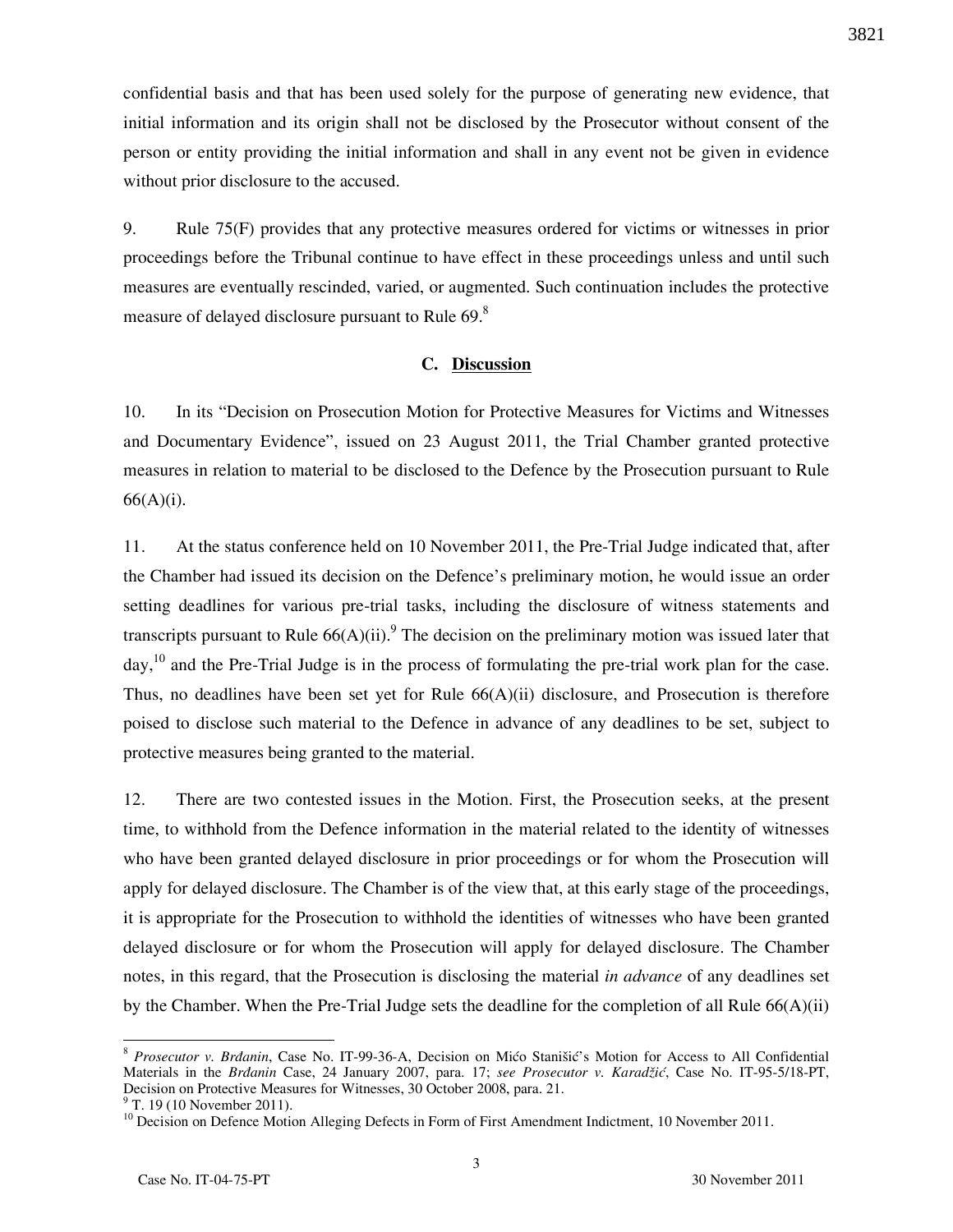confidential basis and that has been used solely for the purpose of generating new evidence, that initial information and its origin shall not be disclosed by the Prosecutor without consent of the person or entity providing the initial information and shall in any event not be given in evidence without prior disclosure to the accused.

9. Rule 75(F) provides that any protective measures ordered for victims or witnesses in prior proceedings before the Tribunal continue to have effect in these proceedings unless and until such measures are eventually rescinded, varied, or augmented. Such continuation includes the protective measure of delayed disclosure pursuant to Rule 69.[8]

### C. Discussion

10. In its "Decision on Prosecution Motion for Protective Measures for Victims and Witnesses and Documentary Evidence", issued on 23 August 2011, the Trial Chamber granted protective measures in relation to material to be disclosed to the Defence by the Prosecution pursuant to Rule 66(A)(i).

11. At the status conference held on 10 November 2011, the Pre-Trial Judge indicated that, after the Chamber had issued its decision on the Defence's preliminary motion, he would issue an order setting deadlines for various pre-trial tasks, including the disclosure of witness statements and transcripts pursuant to Rule 66(A)(ii).[9] The decision on the preliminary motion was issued later that day,[10] and the Pre-Trial Judge is in the process of formulating the pre-trial work plan for the case. Thus, no deadlines have been set yet for Rule 66(A)(ii) disclosure, and Prosecution is therefore poised to disclose such material to the Defence in advance of any deadlines to be set, subject to protective measures being granted to the material.

12. There are two contested issues in the Motion. First, the Prosecution seeks, at the present time, to withhold from the Defence information in the material related to the identity of witnesses who have been granted delayed disclosure in prior proceedings or for whom the Prosecution will apply for delayed disclosure. The Chamber is of the view that, at this early stage of the proceedings, it is appropriate for the Prosecution to withhold the identities of witnesses who have been granted delayed disclosure or for whom the Prosecution will apply for delayed disclosure. The Chamber notes, in this regard, that the Prosecution is disclosing the material *in advance* of any deadlines set by the Chamber. When the Pre-Trial Judge sets the deadline for the completion of all Rule 66(A)(ii)

---

[8] *Prosecutor v. Brđanin*, Case No. IT-99-36-A, Decision on Mićo Stanišić's Motion for Access to All Confidential Materials in the *Brđanin* Case, 24 January 2007, para. 17; *see Prosecutor v. Karadžić*, Case No. IT-95-5/18-PT, Decision on Protective Measures for Witnesses, 30 October 2008, para. 21.

[9] T. 19 (10 November 2011).

[10] Decision on Defence Motion Alleging Defects in Form of First Amendment Indictment, 10 November 2011.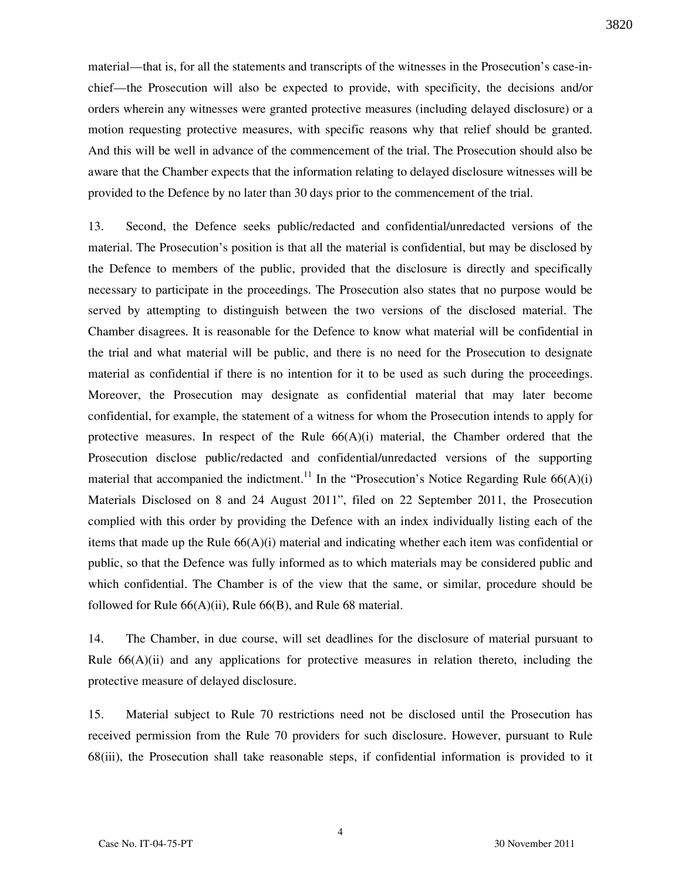material—that is, for all the statements and transcripts of the witnesses in the Prosecution's case-in-chief—the Prosecution will also be expected to provide, with specificity, the decisions and/or orders wherein any witnesses were granted protective measures (including delayed disclosure) or a motion requesting protective measures, with specific reasons why that relief should be granted. And this will be well in advance of the commencement of the trial. The Prosecution should also be aware that the Chamber expects that the information relating to delayed disclosure witnesses will be provided to the Defence by no later than 30 days prior to the commencement of the trial.

13. Second, the Defence seeks public/redacted and confidential/unredacted versions of the material. The Prosecution's position is that all the material is confidential, but may be disclosed by the Defence to members of the public, provided that the disclosure is directly and specifically necessary to participate in the proceedings. The Prosecution also states that no purpose would be served by attempting to distinguish between the two versions of the disclosed material. The Chamber disagrees. It is reasonable for the Defence to know what material will be confidential in the trial and what material will be public, and there is no need for the Prosecution to designate material as confidential if there is no intention for it to be used as such during the proceedings. Moreover, the Prosecution may designate as confidential material that may later become confidential, for example, the statement of a witness for whom the Prosecution intends to apply for protective measures. In respect of the Rule 66(A)(i) material, the Chamber ordered that the Prosecution disclose public/redacted and confidential/unredacted versions of the supporting material that accompanied the indictment.[11] In the "Prosecution's Notice Regarding Rule 66(A)(i) Materials Disclosed on 8 and 24 August 2011", filed on 22 September 2011, the Prosecution complied with this order by providing the Defence with an index individually listing each of the items that made up the Rule 66(A)(i) material and indicating whether each item was confidential or public, so that the Defence was fully informed as to which materials may be considered public and which confidential. The Chamber is of the view that the same, or similar, procedure should be followed for Rule 66(A)(ii), Rule 66(B), and Rule 68 material.

14. The Chamber, in due course, will set deadlines for the disclosure of material pursuant to Rule 66(A)(ii) and any applications for protective measures in relation thereto, including the protective measure of delayed disclosure.

15. Material subject to Rule 70 restrictions need not be disclosed until the Prosecution has received permission from the Rule 70 providers for such disclosure. However, pursuant to Rule 68(iii), the Prosecution shall take reasonable steps, if confidential information is provided to it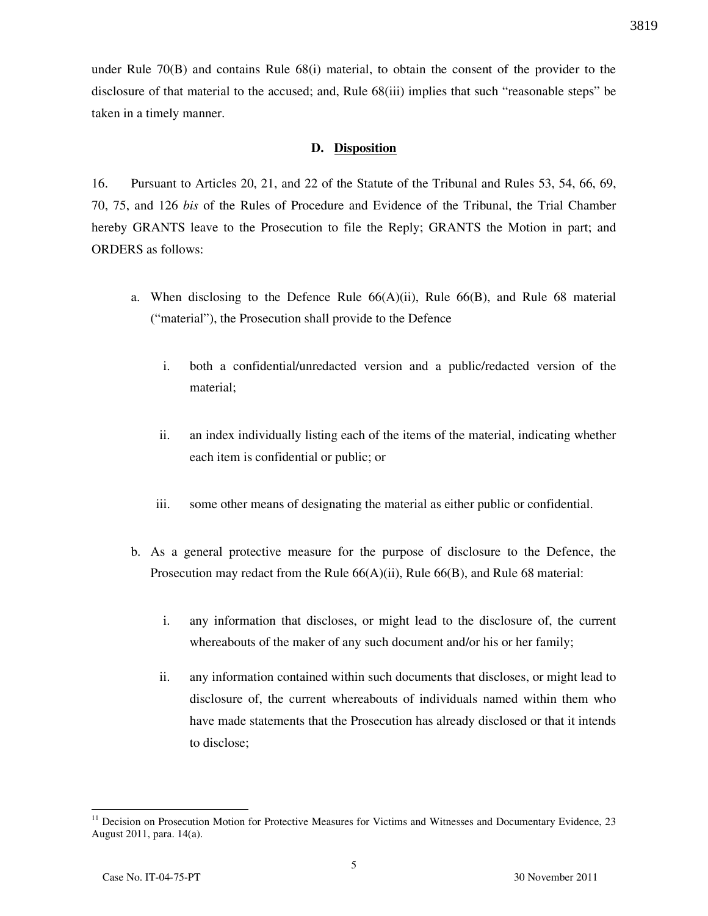under Rule 70(B) and contains Rule 68(i) material, to obtain the consent of the provider to the disclosure of that material to the accused; and, Rule 68(iii) implies that such "reasonable steps" be taken in a timely manner.

### D. Disposition

16. Pursuant to Articles 20, 21, and 22 of the Statute of the Tribunal and Rules 53, 54, 66, 69, 70, 75, and 126 *bis* of the Rules of Procedure and Evidence of the Tribunal, the Trial Chamber hereby GRANTS leave to the Prosecution to file the Reply; GRANTS the Motion in part; and ORDERS as follows:

a. When disclosing to the Defence Rule 66(A)(ii), Rule 66(B), and Rule 68 material ("material"), the Prosecution shall provide to the Defence

   i. both a confidential/unredacted version and a public/redacted version of the material;

   ii. an index individually listing each of the items of the material, indicating whether each item is confidential or public; or

   iii. some other means of designating the material as either public or confidential.

b. As a general protective measure for the purpose of disclosure to the Defence, the Prosecution may redact from the Rule 66(A)(ii), Rule 66(B), and Rule 68 material:

   i. any information that discloses, or might lead to the disclosure of, the current whereabouts of the maker of any such document and/or his or her family;

   ii. any information contained within such documents that discloses, or might lead to disclosure of, the current whereabouts of individuals named within them who have made statements that the Prosecution has already disclosed or that it intends to disclose;

---

[11] Decision on Prosecution Motion for Protective Measures for Victims and Witnesses and Documentary Evidence, 23 August 2011, para. 14(a).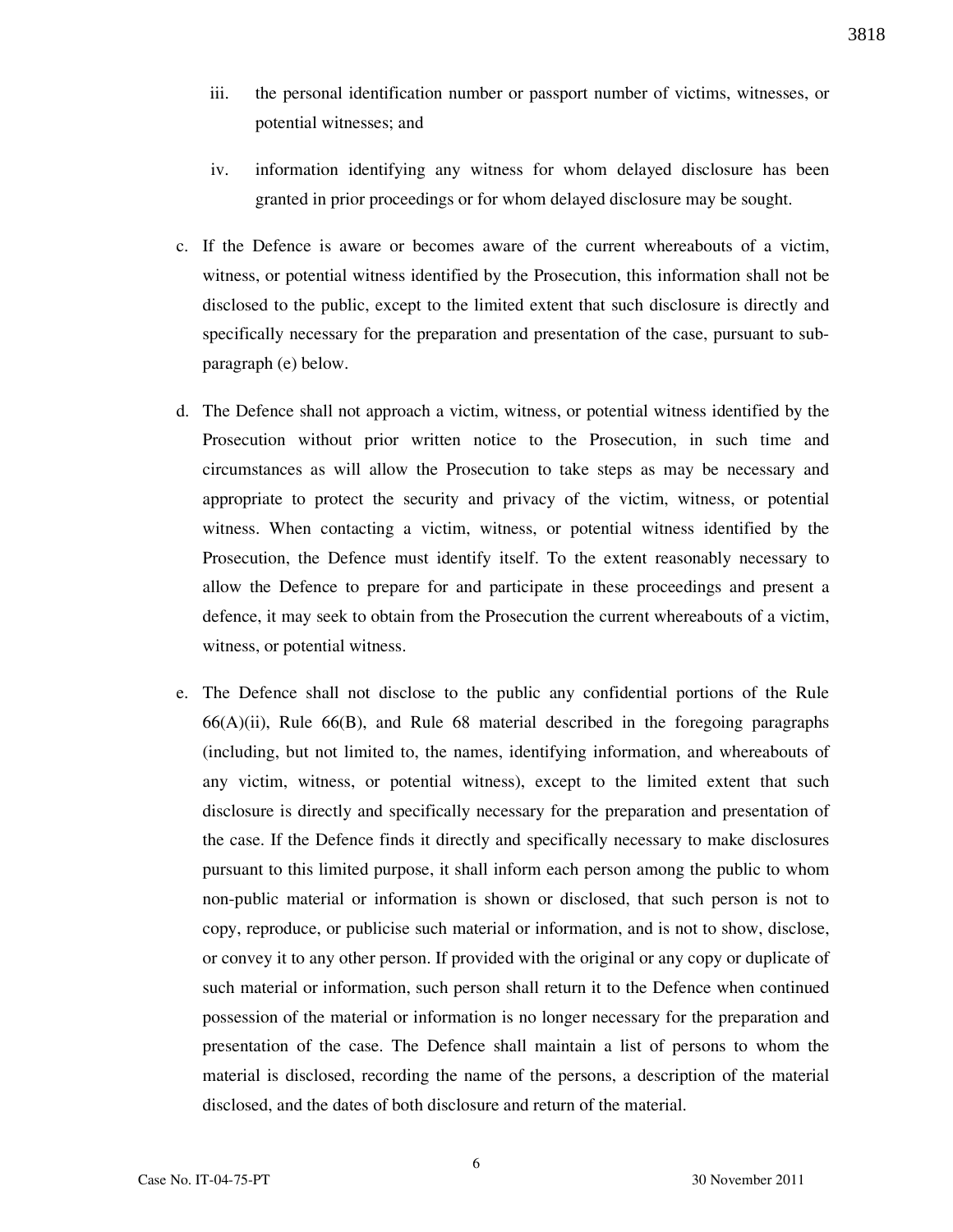iii. the personal identification number or passport number of victims, witnesses, or potential witnesses; and

iv. information identifying any witness for whom delayed disclosure has been granted in prior proceedings or for whom delayed disclosure may be sought.

c. If the Defence is aware or becomes aware of the current whereabouts of a victim, witness, or potential witness identified by the Prosecution, this information shall not be disclosed to the public, except to the limited extent that such disclosure is directly and specifically necessary for the preparation and presentation of the case, pursuant to sub-paragraph (e) below.

d. The Defence shall not approach a victim, witness, or potential witness identified by the Prosecution without prior written notice to the Prosecution, in such time and circumstances as will allow the Prosecution to take steps as may be necessary and appropriate to protect the security and privacy of the victim, witness, or potential witness. When contacting a victim, witness, or potential witness identified by the Prosecution, the Defence must identify itself. To the extent reasonably necessary to allow the Defence to prepare for and participate in these proceedings and present a defence, it may seek to obtain from the Prosecution the current whereabouts of a victim, witness, or potential witness.

e. The Defence shall not disclose to the public any confidential portions of the Rule 66(A)(ii), Rule 66(B), and Rule 68 material described in the foregoing paragraphs (including, but not limited to, the names, identifying information, and whereabouts of any victim, witness, or potential witness), except to the limited extent that such disclosure is directly and specifically necessary for the preparation and presentation of the case. If the Defence finds it directly and specifically necessary to make disclosures pursuant to this limited purpose, it shall inform each person among the public to whom non-public material or information is shown or disclosed, that such person is not to copy, reproduce, or publicise such material or information, and is not to show, disclose, or convey it to any other person. If provided with the original or any copy or duplicate of such material or information, such person shall return it to the Defence when continued possession of the material or information is no longer necessary for the preparation and presentation of the case. The Defence shall maintain a list of persons to whom the material is disclosed, recording the name of the persons, a description of the material disclosed, and the dates of both disclosure and return of the material.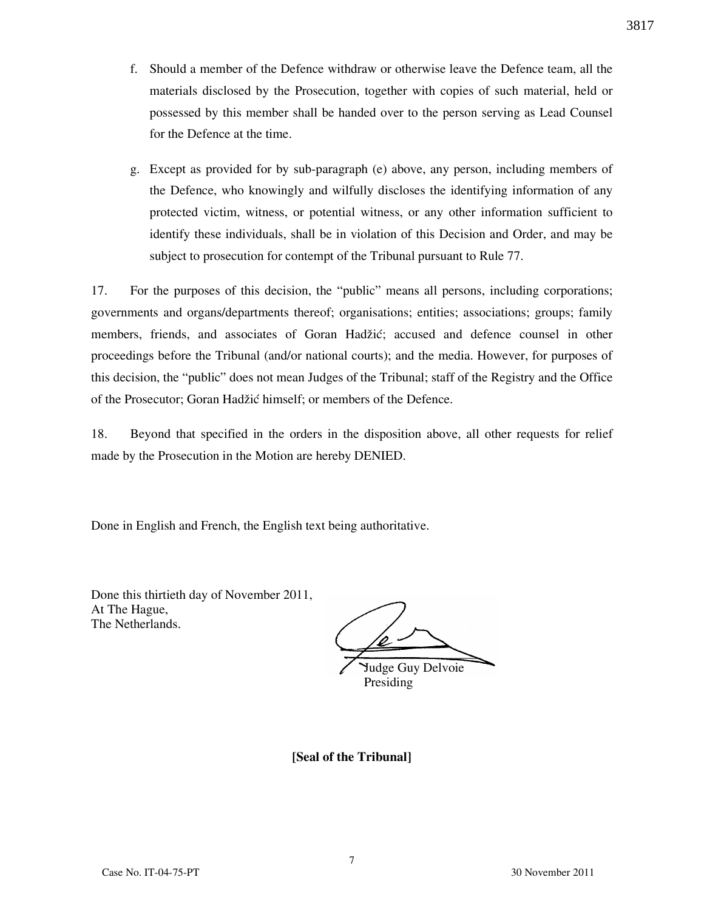f. Should a member of the Defence withdraw or otherwise leave the Defence team, all the materials disclosed by the Prosecution, together with copies of such material, held or possessed by this member shall be handed over to the person serving as Lead Counsel for the Defence at the time.

g. Except as provided for by sub-paragraph (e) above, any person, including members of the Defence, who knowingly and wilfully discloses the identifying information of any protected victim, witness, or potential witness, or any other information sufficient to identify these individuals, shall be in violation of this Decision and Order, and may be subject to prosecution for contempt of the Tribunal pursuant to Rule 77.

17. For the purposes of this decision, the "public" means all persons, including corporations; governments and organs/departments thereof; organisations; entities; associations; groups; family members, friends, and associates of Goran Hadžić; accused and defence counsel in other proceedings before the Tribunal (and/or national courts); and the media. However, for purposes of this decision, the "public" does not mean Judges of the Tribunal; staff of the Registry and the Office of the Prosecutor; Goran Hadžić himself; or members of the Defence.

18. Beyond that specified in the orders in the disposition above, all other requests for relief made by the Prosecution in the Motion are hereby DENIED.

Done in English and French, the English text being authoritative.

Done this thirtieth day of November 2011,
At The Hague,
The Netherlands.

Judge Guy Delvoie
Presiding

**[Seal of the Tribunal]**